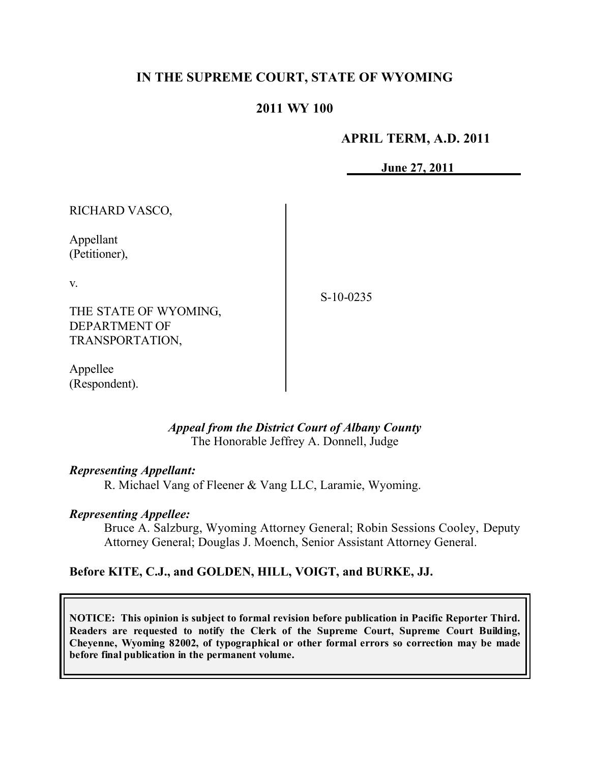# IN THE SUPREME COURT, STATE OF WYOMING

## 2011 WY 100

**APRIL TERM, A.D. 2011**

**June 27, 2011**

RICHARD VASCO,

Appellant
(Petitioner),

v.

THE STATE OF WYOMING, DEPARTMENT OF TRANSPORTATION,

Appellee
(Respondent).

S-10-0235

*Appeal from the District Court of Albany County*
The Honorable Jeffrey A. Donnell, Judge

***Representing Appellant:***
R. Michael Vang of Fleener & Vang LLC, Laramie, Wyoming.

***Representing Appellee:***
Bruce A. Salzburg, Wyoming Attorney General; Robin Sessions Cooley, Deputy Attorney General; Douglas J. Moench, Senior Assistant Attorney General.

**Before KITE, C.J., and GOLDEN, HILL, VOIGT, and BURKE, JJ.**

**NOTICE: This opinion is subject to formal revision before publication in Pacific Reporter Third. Readers are requested to notify the Clerk of the Supreme Court, Supreme Court Building, Cheyenne, Wyoming 82002, of typographical or other formal errors so correction may be made before final publication in the permanent volume.**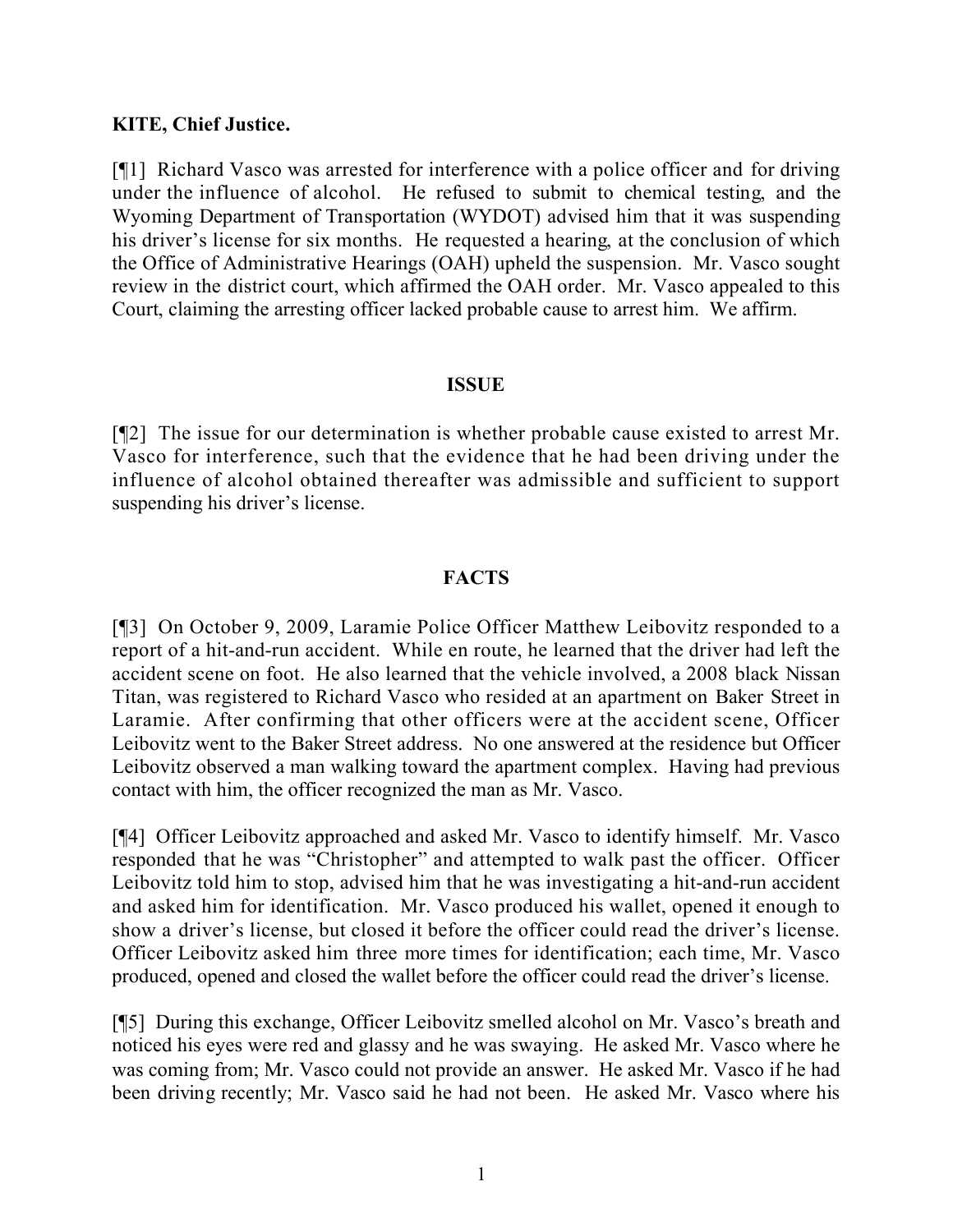**KITE, Chief Justice.**

[¶1] Richard Vasco was arrested for interference with a police officer and for driving under the influence of alcohol. He refused to submit to chemical testing, and the Wyoming Department of Transportation (WYDOT) advised him that it was suspending his driver's license for six months. He requested a hearing, at the conclusion of which the Office of Administrative Hearings (OAH) upheld the suspension. Mr. Vasco sought review in the district court, which affirmed the OAH order. Mr. Vasco appealed to this Court, claiming the arresting officer lacked probable cause to arrest him. We affirm.

## ISSUE

[¶2] The issue for our determination is whether probable cause existed to arrest Mr. Vasco for interference, such that the evidence that he had been driving under the influence of alcohol obtained thereafter was admissible and sufficient to support suspending his driver's license.

## FACTS

[¶3] On October 9, 2009, Laramie Police Officer Matthew Leibovitz responded to a report of a hit-and-run accident. While en route, he learned that the driver had left the accident scene on foot. He also learned that the vehicle involved, a 2008 black Nissan Titan, was registered to Richard Vasco who resided at an apartment on Baker Street in Laramie. After confirming that other officers were at the accident scene, Officer Leibovitz went to the Baker Street address. No one answered at the residence but Officer Leibovitz observed a man walking toward the apartment complex. Having had previous contact with him, the officer recognized the man as Mr. Vasco.

[¶4] Officer Leibovitz approached and asked Mr. Vasco to identify himself. Mr. Vasco responded that he was "Christopher" and attempted to walk past the officer. Officer Leibovitz told him to stop, advised him that he was investigating a hit-and-run accident and asked him for identification. Mr. Vasco produced his wallet, opened it enough to show a driver's license, but closed it before the officer could read the driver's license. Officer Leibovitz asked him three more times for identification; each time, Mr. Vasco produced, opened and closed the wallet before the officer could read the driver's license.

[¶5] During this exchange, Officer Leibovitz smelled alcohol on Mr. Vasco's breath and noticed his eyes were red and glassy and he was swaying. He asked Mr. Vasco where he was coming from; Mr. Vasco could not provide an answer. He asked Mr. Vasco if he had been driving recently; Mr. Vasco said he had not been. He asked Mr. Vasco where his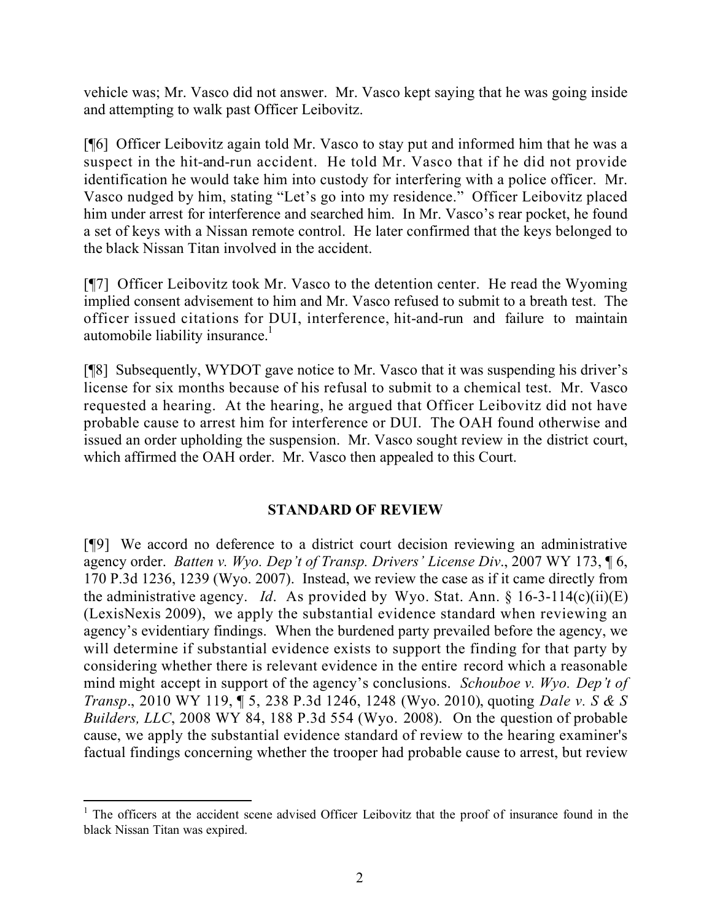vehicle was; Mr. Vasco did not answer. Mr. Vasco kept saying that he was going inside and attempting to walk past Officer Leibovitz.

[¶6] Officer Leibovitz again told Mr. Vasco to stay put and informed him that he was a suspect in the hit-and-run accident. He told Mr. Vasco that if he did not provide identification he would take him into custody for interfering with a police officer. Mr. Vasco nudged by him, stating "Let's go into my residence." Officer Leibovitz placed him under arrest for interference and searched him. In Mr. Vasco's rear pocket, he found a set of keys with a Nissan remote control. He later confirmed that the keys belonged to the black Nissan Titan involved in the accident.

[¶7] Officer Leibovitz took Mr. Vasco to the detention center. He read the Wyoming implied consent advisement to him and Mr. Vasco refused to submit to a breath test. The officer issued citations for DUI, interference, hit-and-run and failure to maintain automobile liability insurance.[1]

[¶8] Subsequently, WYDOT gave notice to Mr. Vasco that it was suspending his driver's license for six months because of his refusal to submit to a chemical test. Mr. Vasco requested a hearing. At the hearing, he argued that Officer Leibovitz did not have probable cause to arrest him for interference or DUI. The OAH found otherwise and issued an order upholding the suspension. Mr. Vasco sought review in the district court, which affirmed the OAH order. Mr. Vasco then appealed to this Court.

## STANDARD OF REVIEW

[¶9] We accord no deference to a district court decision reviewing an administrative agency order. *Batten v. Wyo. Dep't of Transp. Drivers' License Div*., 2007 WY 173, ¶ 6, 170 P.3d 1236, 1239 (Wyo. 2007). Instead, we review the case as if it came directly from the administrative agency. *Id*. As provided by Wyo. Stat. Ann. § 16-3-114(c)(ii)(E) (LexisNexis 2009), we apply the substantial evidence standard when reviewing an agency's evidentiary findings. When the burdened party prevailed before the agency, we will determine if substantial evidence exists to support the finding for that party by considering whether there is relevant evidence in the entire record which a reasonable mind might accept in support of the agency's conclusions. *Schouboe v. Wyo. Dep't of Transp*., 2010 WY 119, ¶ 5, 238 P.3d 1246, 1248 (Wyo. 2010), quoting *Dale v. S & S Builders, LLC*, 2008 WY 84, 188 P.3d 554 (Wyo. 2008). On the question of probable cause, we apply the substantial evidence standard of review to the hearing examiner's factual findings concerning whether the trooper had probable cause to arrest, but review

---

[1] The officers at the accident scene advised Officer Leibovitz that the proof of insurance found in the black Nissan Titan was expired.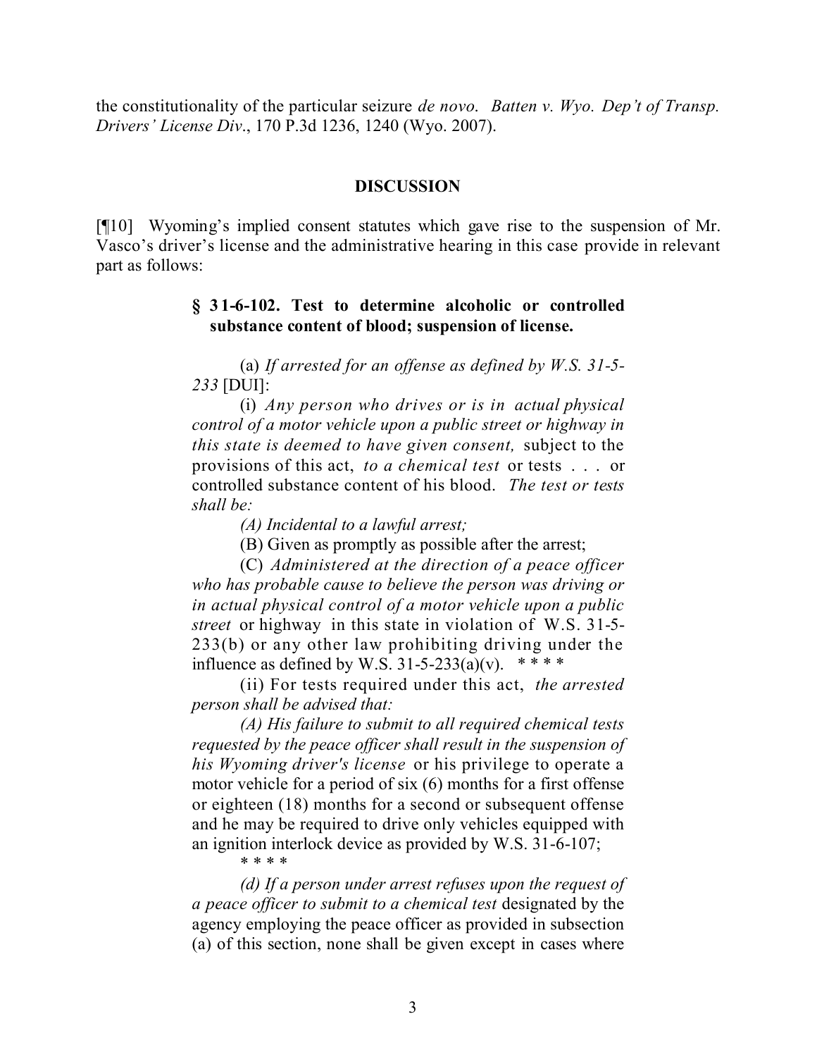the constitutionality of the particular seizure *de novo*. *Batten v. Wyo. Dep't of Transp. Drivers' License Div*., 170 P.3d 1236, 1240 (Wyo. 2007).

## DISCUSSION

[¶10] Wyoming's implied consent statutes which gave rise to the suspension of Mr. Vasco's driver's license and the administrative hearing in this case provide in relevant part as follows:

> **§ 31-6-102. Test to determine alcoholic or controlled substance content of blood; suspension of license.**
>
> (a) *If arrested for an offense as defined by W.S. 31-5-233* [DUI]:
>
> (i) *Any person who drives or is in actual physical control of a motor vehicle upon a public street or highway in this state is deemed to have given consent,* subject to the provisions of this act, *to a chemical test* or tests . . . or controlled substance content of his blood. *The test or tests shall be:*
>
> *(A) Incidental to a lawful arrest;*
>
> (B) Given as promptly as possible after the arrest;
>
> (C) *Administered at the direction of a peace officer who has probable cause to believe the person was driving or in actual physical control of a motor vehicle upon a public street* or highway in this state in violation of W.S. 31-5-233(b) or any other law prohibiting driving under the influence as defined by W.S. 31-5-233(a)(v). * * * *
>
> (ii) For tests required under this act, *the arrested person shall be advised that:*
>
> *(A) His failure to submit to all required chemical tests requested by the peace officer shall result in the suspension of his Wyoming driver's license* or his privilege to operate a motor vehicle for a period of six (6) months for a first offense or eighteen (18) months for a second or subsequent offense and he may be required to drive only vehicles equipped with an ignition interlock device as provided by W.S. 31-6-107;
>
> * * * *
>
> *(d) If a person under arrest refuses upon the request of a peace officer to submit to a chemical test* designated by the agency employing the peace officer as provided in subsection (a) of this section, none shall be given except in cases where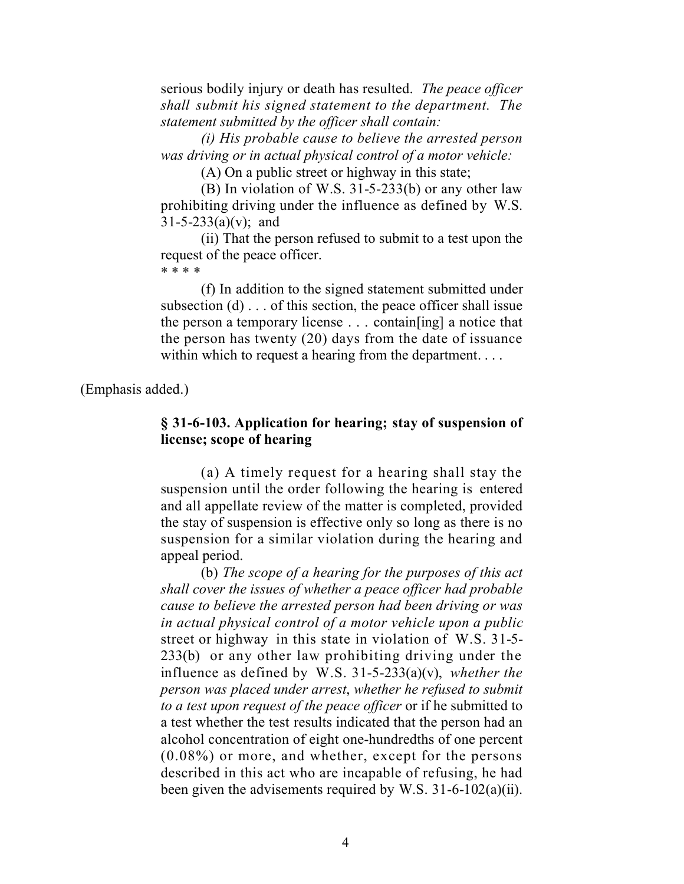serious bodily injury or death has resulted. *The peace officer shall submit his signed statement to the department. The statement submitted by the officer shall contain:*

*(i) His probable cause to believe the arrested person was driving or in actual physical control of a motor vehicle:*

(A) On a public street or highway in this state;

(B) In violation of W.S. 31-5-233(b) or any other law prohibiting driving under the influence as defined by W.S. 31-5-233(a)(v); and

(ii) That the person refused to submit to a test upon the request of the peace officer.

* * * *

(f) In addition to the signed statement submitted under subsection (d) . . . of this section, the peace officer shall issue the person a temporary license . . . contain[ing] a notice that the person has twenty (20) days from the date of issuance within which to request a hearing from the department. . . .

(Emphasis added.)

**§ 31-6-103. Application for hearing; stay of suspension of license; scope of hearing**

(a) A timely request for a hearing shall stay the suspension until the order following the hearing is entered and all appellate review of the matter is completed, provided the stay of suspension is effective only so long as there is no suspension for a similar violation during the hearing and appeal period.

(b) *The scope of a hearing for the purposes of this act shall cover the issues of whether a peace officer had probable cause to believe the arrested person had been driving or was in actual physical control of a motor vehicle upon a public* street or highway in this state in violation of W.S. 31-5-233(b) or any other law prohibiting driving under the influence as defined by W.S. 31-5-233(a)(v), *whether the person was placed under arrest*, *whether he refused to submit to a test upon request of the peace officer* or if he submitted to a test whether the test results indicated that the person had an alcohol concentration of eight one-hundredths of one percent (0.08%) or more, and whether, except for the persons described in this act who are incapable of refusing, he had been given the advisements required by W.S. 31-6-102(a)(ii).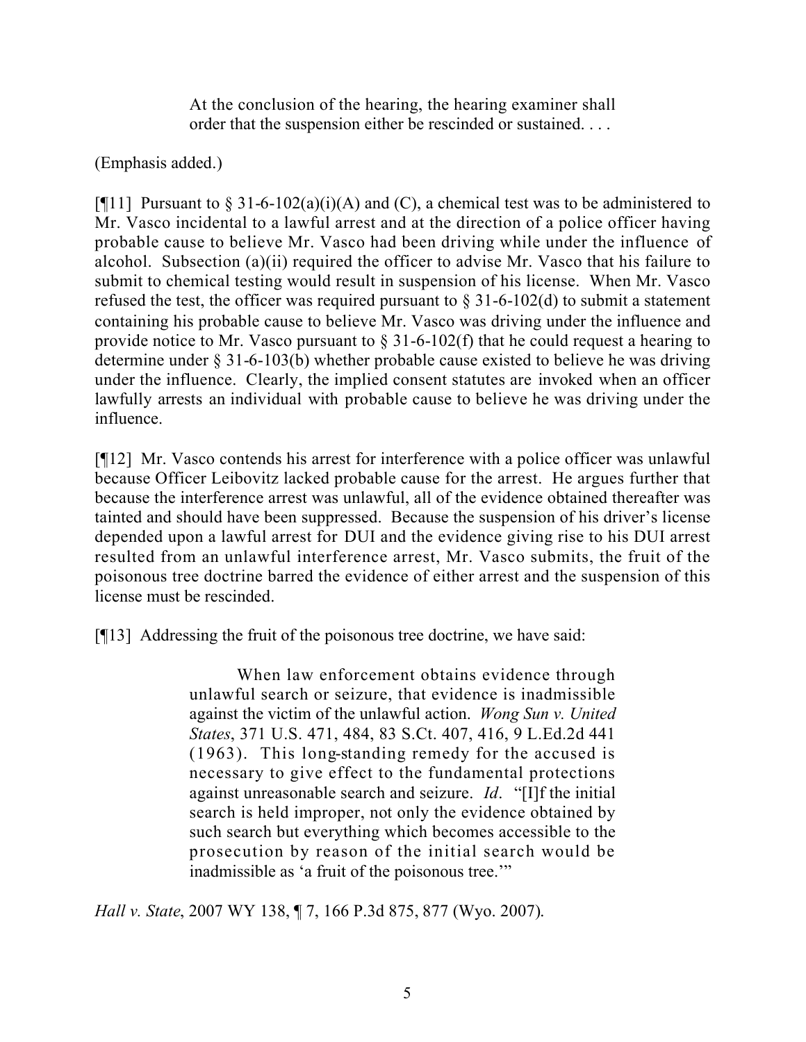> At the conclusion of the hearing, the hearing examiner shall order that the suspension either be rescinded or sustained. . . .

(Emphasis added.)

[¶11] Pursuant to § 31-6-102(a)(i)(A) and (C), a chemical test was to be administered to Mr. Vasco incidental to a lawful arrest and at the direction of a police officer having probable cause to believe Mr. Vasco had been driving while under the influence of alcohol. Subsection (a)(ii) required the officer to advise Mr. Vasco that his failure to submit to chemical testing would result in suspension of his license. When Mr. Vasco refused the test, the officer was required pursuant to § 31-6-102(d) to submit a statement containing his probable cause to believe Mr. Vasco was driving under the influence and provide notice to Mr. Vasco pursuant to § 31-6-102(f) that he could request a hearing to determine under § 31-6-103(b) whether probable cause existed to believe he was driving under the influence. Clearly, the implied consent statutes are invoked when an officer lawfully arrests an individual with probable cause to believe he was driving under the influence.

[¶12] Mr. Vasco contends his arrest for interference with a police officer was unlawful because Officer Leibovitz lacked probable cause for the arrest. He argues further that because the interference arrest was unlawful, all of the evidence obtained thereafter was tainted and should have been suppressed. Because the suspension of his driver's license depended upon a lawful arrest for DUI and the evidence giving rise to his DUI arrest resulted from an unlawful interference arrest, Mr. Vasco submits, the fruit of the poisonous tree doctrine barred the evidence of either arrest and the suspension of this license must be rescinded.

[¶13] Addressing the fruit of the poisonous tree doctrine, we have said:

> When law enforcement obtains evidence through unlawful search or seizure, that evidence is inadmissible against the victim of the unlawful action. *Wong Sun v. United States*, 371 U.S. 471, 484, 83 S.Ct. 407, 416, 9 L.Ed.2d 441 (1963). This long-standing remedy for the accused is necessary to give effect to the fundamental protections against unreasonable search and seizure. *Id*. "[I]f the initial search is held improper, not only the evidence obtained by such search but everything which becomes accessible to the prosecution by reason of the initial search would be inadmissible as 'a fruit of the poisonous tree.'"

*Hall v. State*, 2007 WY 138, ¶ 7, 166 P.3d 875, 877 (Wyo. 2007).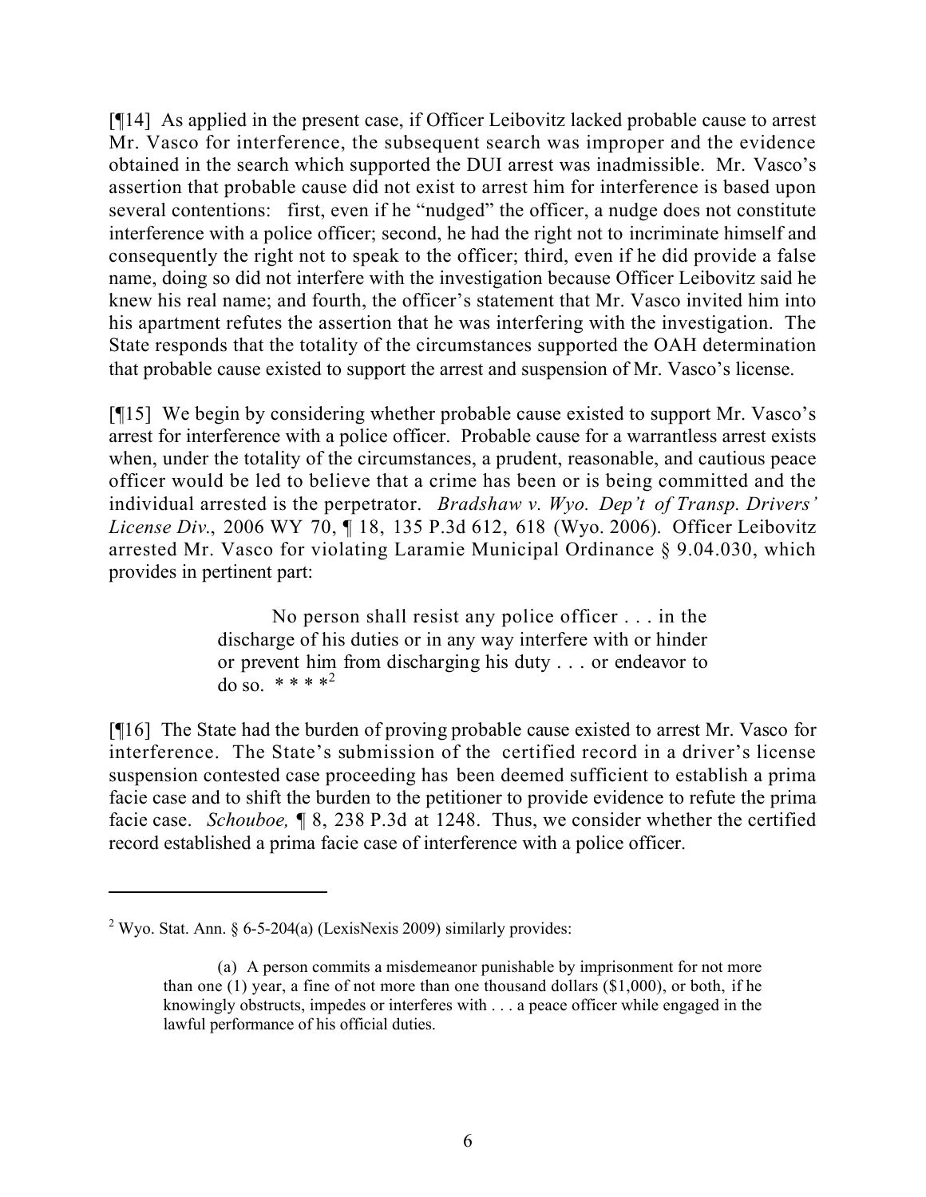[¶14] As applied in the present case, if Officer Leibovitz lacked probable cause to arrest Mr. Vasco for interference, the subsequent search was improper and the evidence obtained in the search which supported the DUI arrest was inadmissible. Mr. Vasco's assertion that probable cause did not exist to arrest him for interference is based upon several contentions: first, even if he "nudged" the officer, a nudge does not constitute interference with a police officer; second, he had the right not to incriminate himself and consequently the right not to speak to the officer; third, even if he did provide a false name, doing so did not interfere with the investigation because Officer Leibovitz said he knew his real name; and fourth, the officer's statement that Mr. Vasco invited him into his apartment refutes the assertion that he was interfering with the investigation. The State responds that the totality of the circumstances supported the OAH determination that probable cause existed to support the arrest and suspension of Mr. Vasco's license.

[¶15] We begin by considering whether probable cause existed to support Mr. Vasco's arrest for interference with a police officer. Probable cause for a warrantless arrest exists when, under the totality of the circumstances, a prudent, reasonable, and cautious peace officer would be led to believe that a crime has been or is being committed and the individual arrested is the perpetrator. *Bradshaw v. Wyo. Dep't of Transp. Drivers' License Div.*, 2006 WY 70, ¶ 18, 135 P.3d 612, 618 (Wyo. 2006). Officer Leibovitz arrested Mr. Vasco for violating Laramie Municipal Ordinance § 9.04.030, which provides in pertinent part:

> No person shall resist any police officer . . . in the discharge of his duties or in any way interfere with or hinder or prevent him from discharging his duty . . . or endeavor to do so. * * * *[2]

[¶16] The State had the burden of proving probable cause existed to arrest Mr. Vasco for interference. The State's submission of the certified record in a driver's license suspension contested case proceeding has been deemed sufficient to establish a prima facie case and to shift the burden to the petitioner to provide evidence to refute the prima facie case. *Schouboe,* ¶ 8, 238 P.3d at 1248. Thus, we consider whether the certified record established a prima facie case of interference with a police officer.

---

[2] Wyo. Stat. Ann. § 6-5-204(a) (LexisNexis 2009) similarly provides:

> (a) A person commits a misdemeanor punishable by imprisonment for not more than one (1) year, a fine of not more than one thousand dollars ($1,000), or both, if he knowingly obstructs, impedes or interferes with . . . a peace officer while engaged in the lawful performance of his official duties.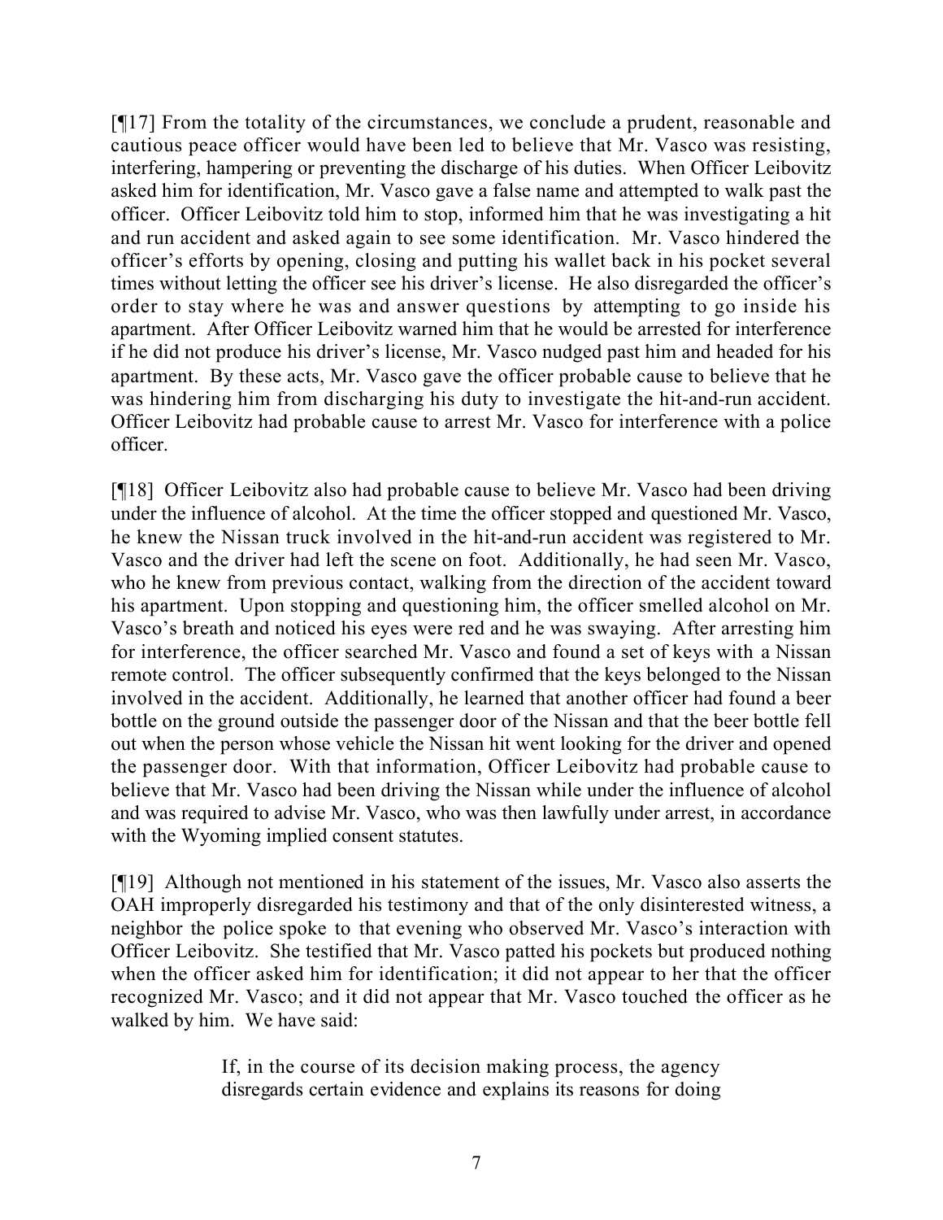[¶17] From the totality of the circumstances, we conclude a prudent, reasonable and cautious peace officer would have been led to believe that Mr. Vasco was resisting, interfering, hampering or preventing the discharge of his duties. When Officer Leibovitz asked him for identification, Mr. Vasco gave a false name and attempted to walk past the officer. Officer Leibovitz told him to stop, informed him that he was investigating a hit and run accident and asked again to see some identification. Mr. Vasco hindered the officer's efforts by opening, closing and putting his wallet back in his pocket several times without letting the officer see his driver's license. He also disregarded the officer's order to stay where he was and answer questions by attempting to go inside his apartment. After Officer Leibovitz warned him that he would be arrested for interference if he did not produce his driver's license, Mr. Vasco nudged past him and headed for his apartment. By these acts, Mr. Vasco gave the officer probable cause to believe that he was hindering him from discharging his duty to investigate the hit-and-run accident. Officer Leibovitz had probable cause to arrest Mr. Vasco for interference with a police officer.

[¶18] Officer Leibovitz also had probable cause to believe Mr. Vasco had been driving under the influence of alcohol. At the time the officer stopped and questioned Mr. Vasco, he knew the Nissan truck involved in the hit-and-run accident was registered to Mr. Vasco and the driver had left the scene on foot. Additionally, he had seen Mr. Vasco, who he knew from previous contact, walking from the direction of the accident toward his apartment. Upon stopping and questioning him, the officer smelled alcohol on Mr. Vasco's breath and noticed his eyes were red and he was swaying. After arresting him for interference, the officer searched Mr. Vasco and found a set of keys with a Nissan remote control. The officer subsequently confirmed that the keys belonged to the Nissan involved in the accident. Additionally, he learned that another officer had found a beer bottle on the ground outside the passenger door of the Nissan and that the beer bottle fell out when the person whose vehicle the Nissan hit went looking for the driver and opened the passenger door. With that information, Officer Leibovitz had probable cause to believe that Mr. Vasco had been driving the Nissan while under the influence of alcohol and was required to advise Mr. Vasco, who was then lawfully under arrest, in accordance with the Wyoming implied consent statutes.

[¶19] Although not mentioned in his statement of the issues, Mr. Vasco also asserts the OAH improperly disregarded his testimony and that of the only disinterested witness, a neighbor the police spoke to that evening who observed Mr. Vasco's interaction with Officer Leibovitz. She testified that Mr. Vasco patted his pockets but produced nothing when the officer asked him for identification; it did not appear to her that the officer recognized Mr. Vasco; and it did not appear that Mr. Vasco touched the officer as he walked by him. We have said:

> If, in the course of its decision making process, the agency disregards certain evidence and explains its reasons for doing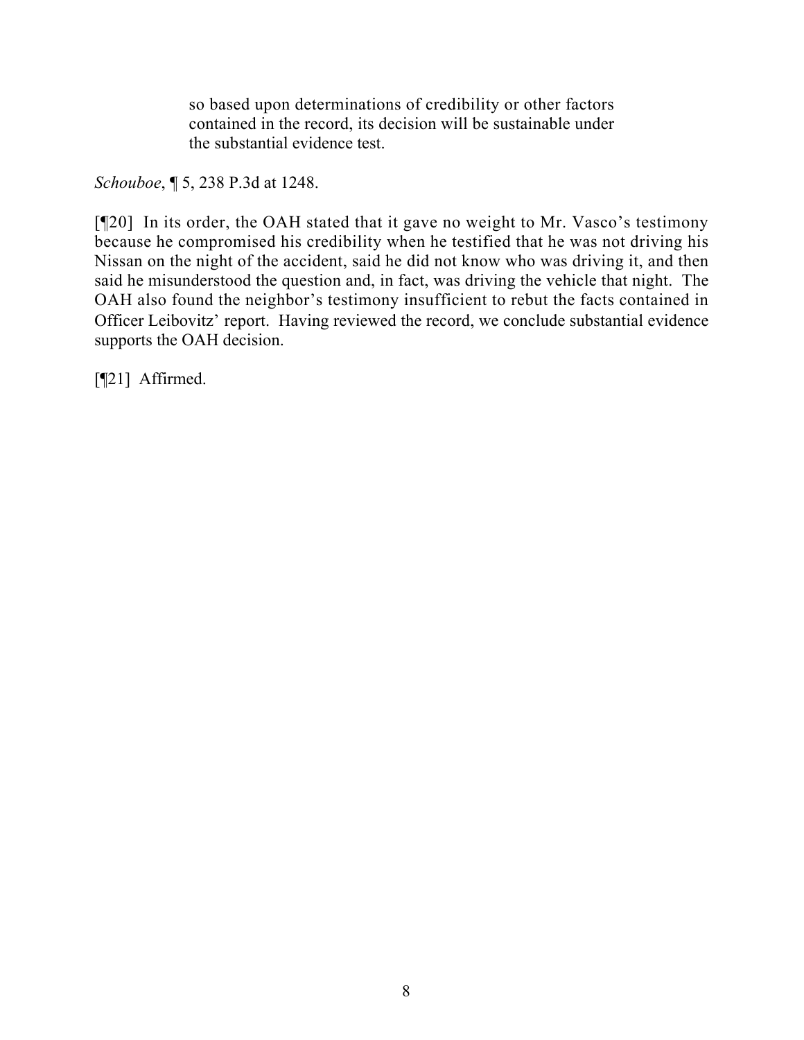> so based upon determinations of credibility or other factors contained in the record, its decision will be sustainable under the substantial evidence test.

*Schouboe*, ¶ 5, 238 P.3d at 1248.

[¶20] In its order, the OAH stated that it gave no weight to Mr. Vasco's testimony because he compromised his credibility when he testified that he was not driving his Nissan on the night of the accident, said he did not know who was driving it, and then said he misunderstood the question and, in fact, was driving the vehicle that night. The OAH also found the neighbor's testimony insufficient to rebut the facts contained in Officer Leibovitz' report. Having reviewed the record, we conclude substantial evidence supports the OAH decision.

[¶21] Affirmed.